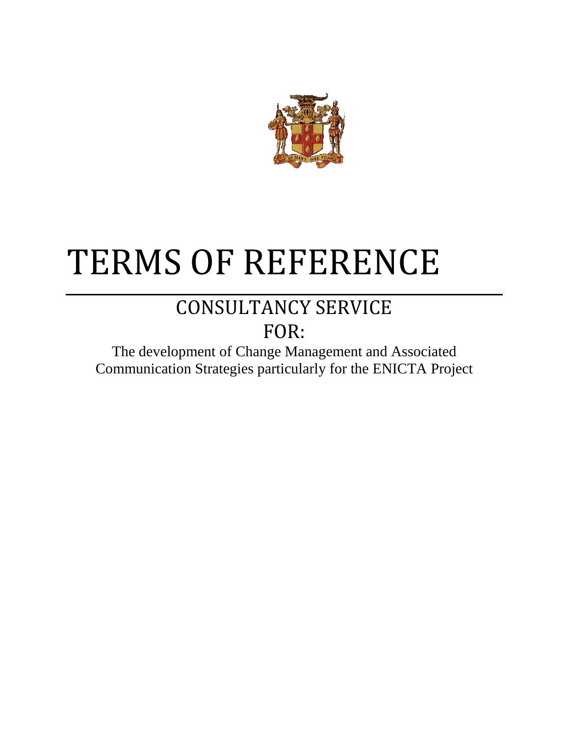# TERMS OF REFERENCE

## CONSULTANCY SERVICE

## FOR:

The development of Change Management and Associated Communication Strategies particularly for the ENICTA Project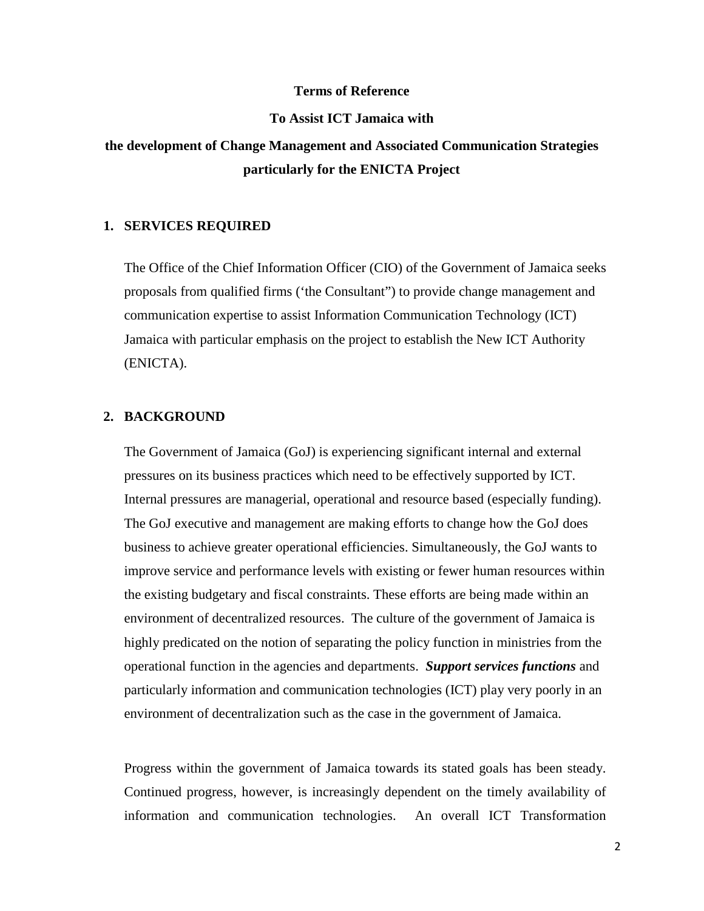**Terms of Reference**

**To Assist ICT Jamaica with**

**the development of Change Management and Associated Communication Strategies particularly for the ENICTA Project**

## 1. SERVICES REQUIRED

The Office of the Chief Information Officer (CIO) of the Government of Jamaica seeks proposals from qualified firms ('the Consultant") to provide change management and communication expertise to assist Information Communication Technology (ICT) Jamaica with particular emphasis on the project to establish the New ICT Authority (ENICTA).

## 2. BACKGROUND

The Government of Jamaica (GoJ) is experiencing significant internal and external pressures on its business practices which need to be effectively supported by ICT. Internal pressures are managerial, operational and resource based (especially funding). The GoJ executive and management are making efforts to change how the GoJ does business to achieve greater operational efficiencies. Simultaneously, the GoJ wants to improve service and performance levels with existing or fewer human resources within the existing budgetary and fiscal constraints. These efforts are being made within an environment of decentralized resources. The culture of the government of Jamaica is highly predicated on the notion of separating the policy function in ministries from the operational function in the agencies and departments. ***Support services functions*** and particularly information and communication technologies (ICT) play very poorly in an environment of decentralization such as the case in the government of Jamaica.

Progress within the government of Jamaica towards its stated goals has been steady. Continued progress, however, is increasingly dependent on the timely availability of information and communication technologies. An overall ICT Transformation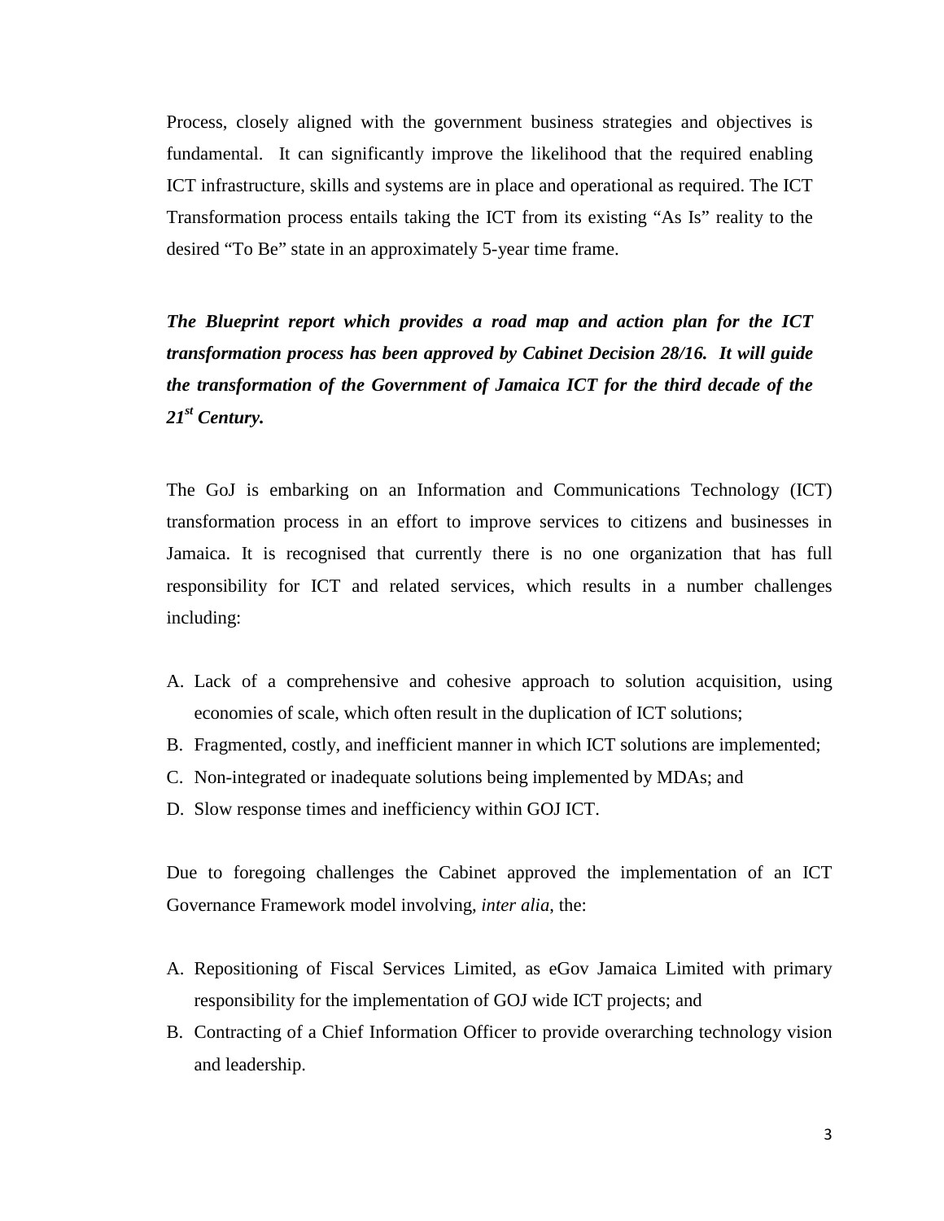Process, closely aligned with the government business strategies and objectives is fundamental. It can significantly improve the likelihood that the required enabling ICT infrastructure, skills and systems are in place and operational as required. The ICT Transformation process entails taking the ICT from its existing “As Is” reality to the desired “To Be” state in an approximately 5-year time frame.

***The Blueprint report which provides a road map and action plan for the ICT transformation process has been approved by Cabinet Decision 28/16. It will guide the transformation of the Government of Jamaica ICT for the third decade of the 21st Century.***

The GoJ is embarking on an Information and Communications Technology (ICT) transformation process in an effort to improve services to citizens and businesses in Jamaica. It is recognised that currently there is no one organization that has full responsibility for ICT and related services, which results in a number challenges including:

A. Lack of a comprehensive and cohesive approach to solution acquisition, using economies of scale, which often result in the duplication of ICT solutions;
B. Fragmented, costly, and inefficient manner in which ICT solutions are implemented;
C. Non-integrated or inadequate solutions being implemented by MDAs; and
D. Slow response times and inefficiency within GOJ ICT.

Due to foregoing challenges the Cabinet approved the implementation of an ICT Governance Framework model involving, *inter alia*, the:

A. Repositioning of Fiscal Services Limited, as eGov Jamaica Limited with primary responsibility for the implementation of GOJ wide ICT projects; and
B. Contracting of a Chief Information Officer to provide overarching technology vision and leadership.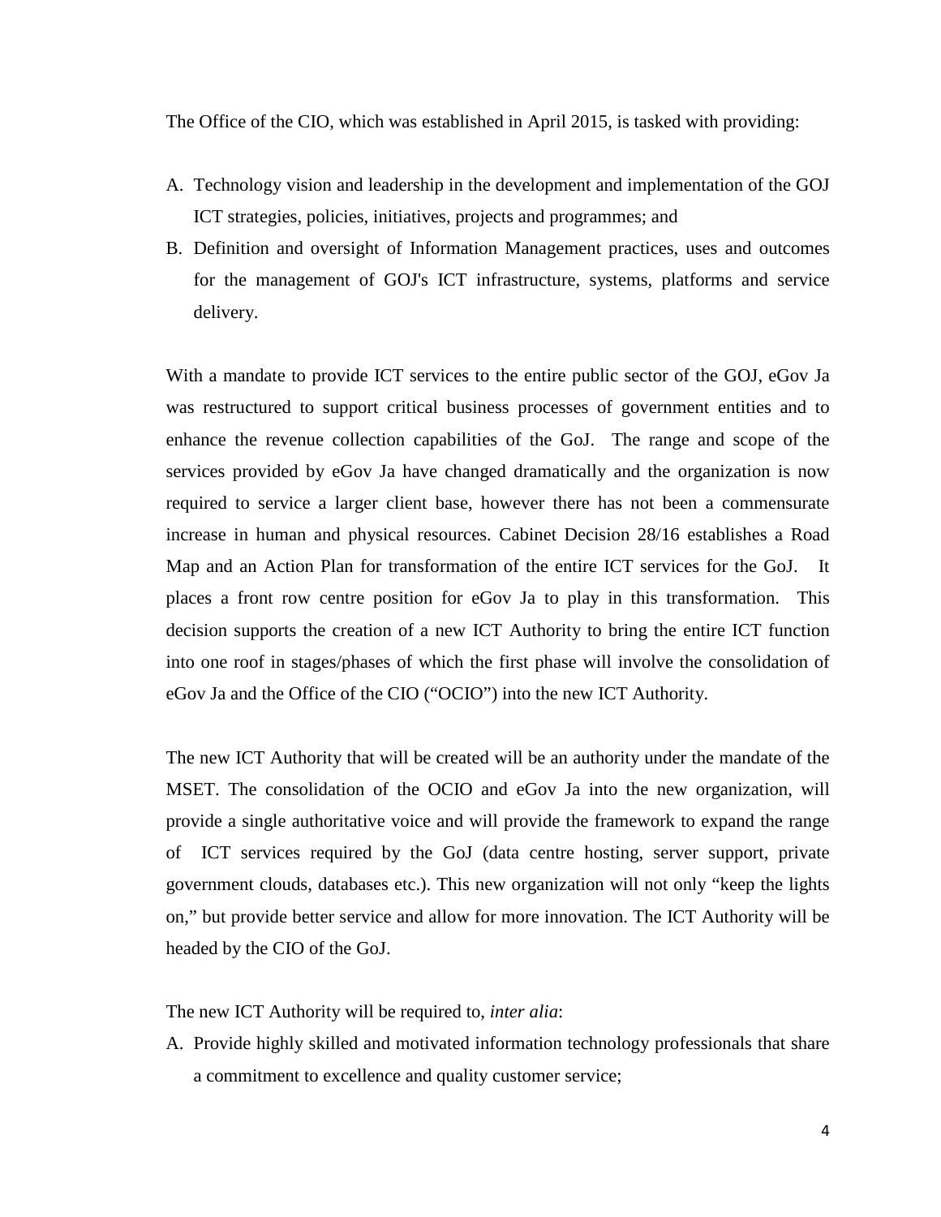The Office of the CIO, which was established in April 2015, is tasked with providing:

A. Technology vision and leadership in the development and implementation of the GOJ ICT strategies, policies, initiatives, projects and programmes; and
B. Definition and oversight of Information Management practices, uses and outcomes for the management of GOJ's ICT infrastructure, systems, platforms and service delivery.

With a mandate to provide ICT services to the entire public sector of the GOJ, eGov Ja was restructured to support critical business processes of government entities and to enhance the revenue collection capabilities of the GoJ. The range and scope of the services provided by eGov Ja have changed dramatically and the organization is now required to service a larger client base, however there has not been a commensurate increase in human and physical resources. Cabinet Decision 28/16 establishes a Road Map and an Action Plan for transformation of the entire ICT services for the GoJ. It places a front row centre position for eGov Ja to play in this transformation. This decision supports the creation of a new ICT Authority to bring the entire ICT function into one roof in stages/phases of which the first phase will involve the consolidation of eGov Ja and the Office of the CIO ("OCIO") into the new ICT Authority.

The new ICT Authority that will be created will be an authority under the mandate of the MSET. The consolidation of the OCIO and eGov Ja into the new organization, will provide a single authoritative voice and will provide the framework to expand the range of ICT services required by the GoJ (data centre hosting, server support, private government clouds, databases etc.). This new organization will not only "keep the lights on," but provide better service and allow for more innovation. The ICT Authority will be headed by the CIO of the GoJ.

The new ICT Authority will be required to, *inter alia*:

A. Provide highly skilled and motivated information technology professionals that share a commitment to excellence and quality customer service;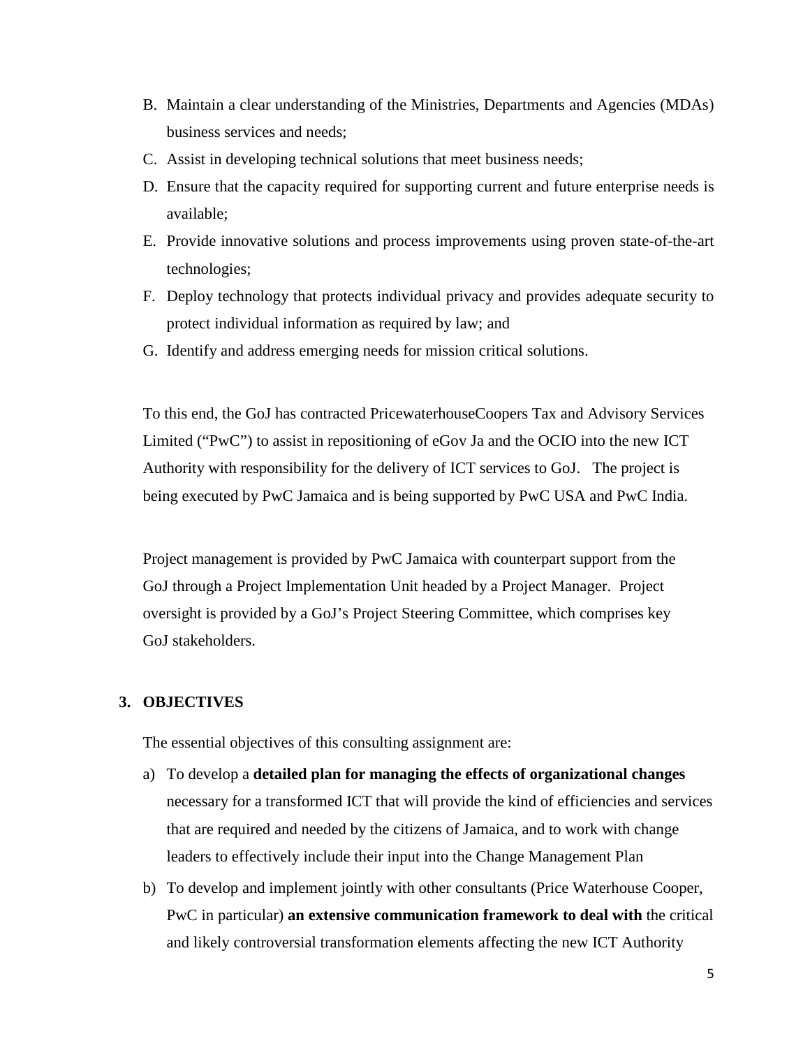B. Maintain a clear understanding of the Ministries, Departments and Agencies (MDAs) business services and needs;
C. Assist in developing technical solutions that meet business needs;
D. Ensure that the capacity required for supporting current and future enterprise needs is available;
E. Provide innovative solutions and process improvements using proven state-of-the-art technologies;
F. Deploy technology that protects individual privacy and provides adequate security to protect individual information as required by law; and
G. Identify and address emerging needs for mission critical solutions.

To this end, the GoJ has contracted PricewaterhouseCoopers Tax and Advisory Services Limited ("PwC") to assist in repositioning of eGov Ja and the OCIO into the new ICT Authority with responsibility for the delivery of ICT services to GoJ. The project is being executed by PwC Jamaica and is being supported by PwC USA and PwC India.

Project management is provided by PwC Jamaica with counterpart support from the GoJ through a Project Implementation Unit headed by a Project Manager. Project oversight is provided by a GoJ's Project Steering Committee, which comprises key GoJ stakeholders.

## 3. OBJECTIVES

The essential objectives of this consulting assignment are:

a) To develop a **detailed plan for managing the effects of organizational changes** necessary for a transformed ICT that will provide the kind of efficiencies and services that are required and needed by the citizens of Jamaica, and to work with change leaders to effectively include their input into the Change Management Plan
b) To develop and implement jointly with other consultants (Price Waterhouse Cooper, PwC in particular) **an extensive communication framework to deal with** the critical and likely controversial transformation elements affecting the new ICT Authority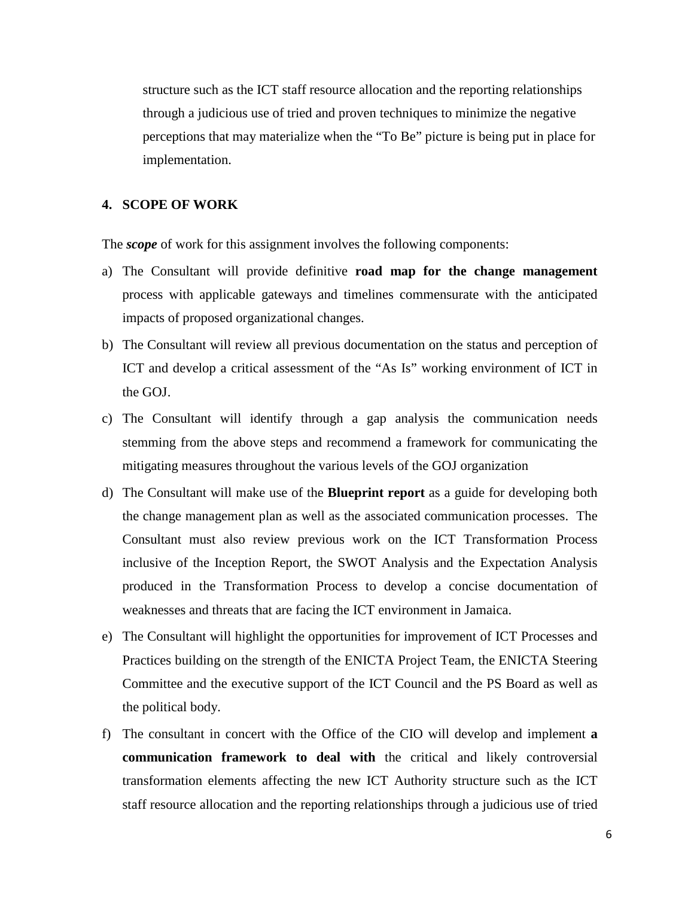structure such as the ICT staff resource allocation and the reporting relationships through a judicious use of tried and proven techniques to minimize the negative perceptions that may materialize when the "To Be" picture is being put in place for implementation.

## 4. SCOPE OF WORK

The ***scope*** of work for this assignment involves the following components:

a) The Consultant will provide definitive **road map for the change management** process with applicable gateways and timelines commensurate with the anticipated impacts of proposed organizational changes.

b) The Consultant will review all previous documentation on the status and perception of ICT and develop a critical assessment of the "As Is" working environment of ICT in the GOJ.

c) The Consultant will identify through a gap analysis the communication needs stemming from the above steps and recommend a framework for communicating the mitigating measures throughout the various levels of the GOJ organization

d) The Consultant will make use of the **Blueprint report** as a guide for developing both the change management plan as well as the associated communication processes. The Consultant must also review previous work on the ICT Transformation Process inclusive of the Inception Report, the SWOT Analysis and the Expectation Analysis produced in the Transformation Process to develop a concise documentation of weaknesses and threats that are facing the ICT environment in Jamaica.

e) The Consultant will highlight the opportunities for improvement of ICT Processes and Practices building on the strength of the ENICTA Project Team, the ENICTA Steering Committee and the executive support of the ICT Council and the PS Board as well as the political body.

f) The consultant in concert with the Office of the CIO will develop and implement **a communication framework to deal with** the critical and likely controversial transformation elements affecting the new ICT Authority structure such as the ICT staff resource allocation and the reporting relationships through a judicious use of tried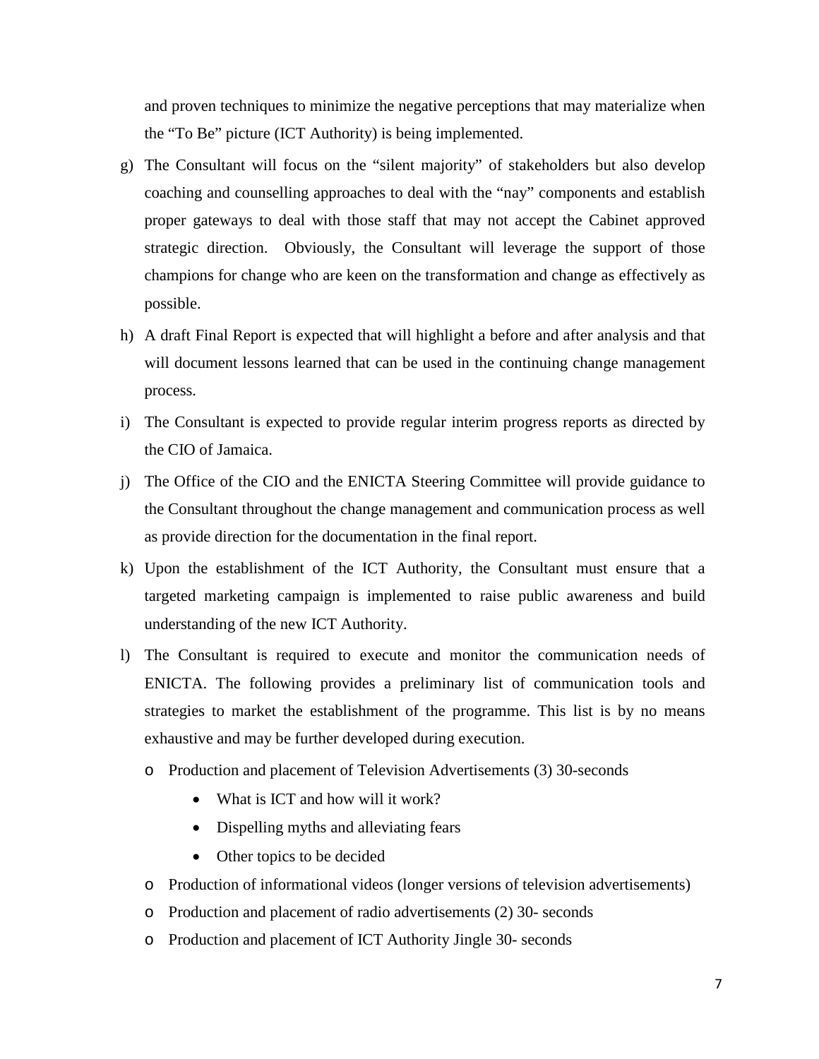and proven techniques to minimize the negative perceptions that may materialize when the "To Be" picture (ICT Authority) is being implemented.

g) The Consultant will focus on the "silent majority" of stakeholders but also develop coaching and counselling approaches to deal with the "nay" components and establish proper gateways to deal with those staff that may not accept the Cabinet approved strategic direction. Obviously, the Consultant will leverage the support of those champions for change who are keen on the transformation and change as effectively as possible.

h) A draft Final Report is expected that will highlight a before and after analysis and that will document lessons learned that can be used in the continuing change management process.

i) The Consultant is expected to provide regular interim progress reports as directed by the CIO of Jamaica.

j) The Office of the CIO and the ENICTA Steering Committee will provide guidance to the Consultant throughout the change management and communication process as well as provide direction for the documentation in the final report.

k) Upon the establishment of the ICT Authority, the Consultant must ensure that a targeted marketing campaign is implemented to raise public awareness and build understanding of the new ICT Authority.

l) The Consultant is required to execute and monitor the communication needs of ENICTA. The following provides a preliminary list of communication tools and strategies to market the establishment of the programme. This list is by no means exhaustive and may be further developed during execution.

   - Production and placement of Television Advertisements (3) 30-seconds
      - What is ICT and how will it work?
      - Dispelling myths and alleviating fears
      - Other topics to be decided
   - Production of informational videos (longer versions of television advertisements)
   - Production and placement of radio advertisements (2) 30- seconds
   - Production and placement of ICT Authority Jingle 30- seconds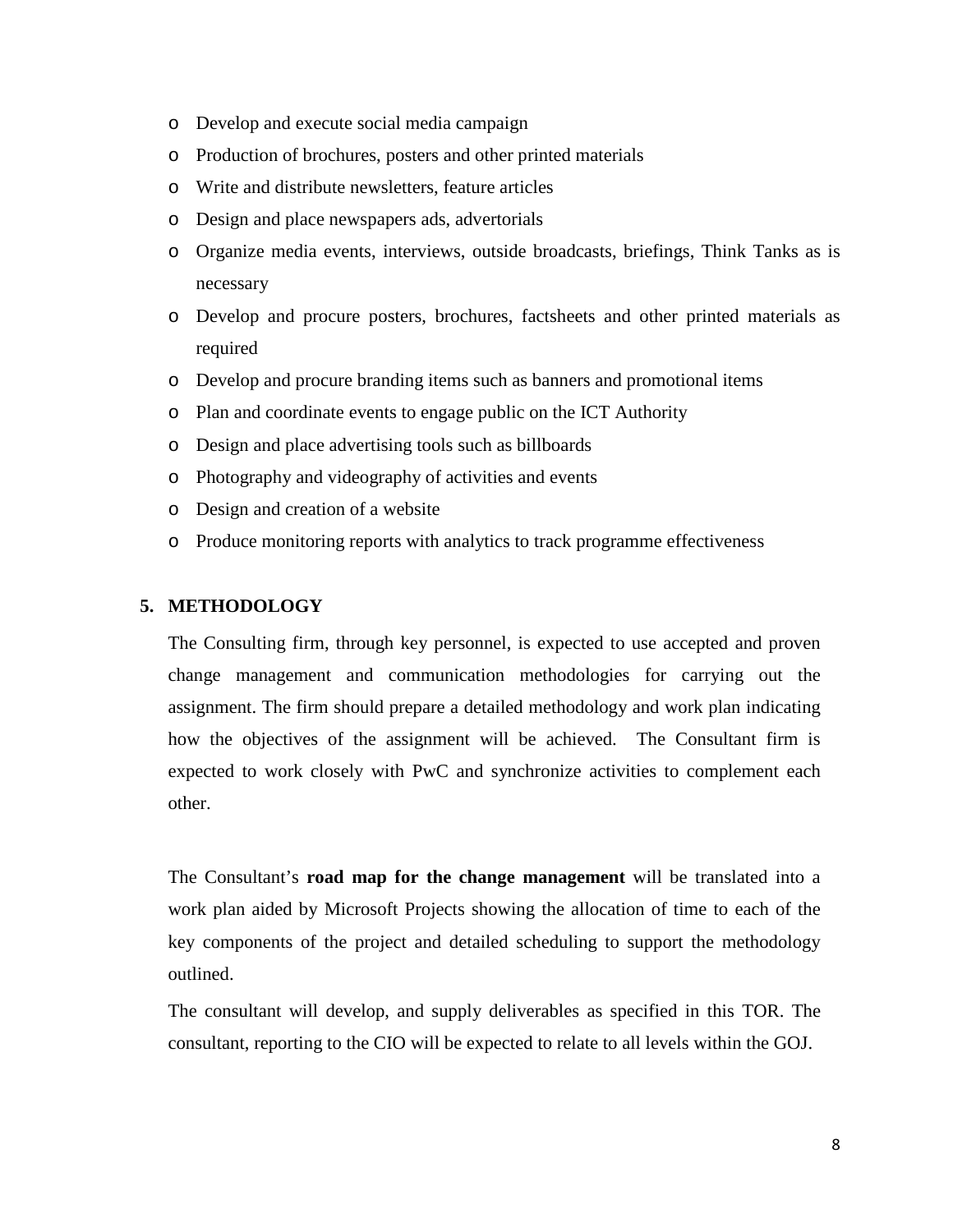- Develop and execute social media campaign
- Production of brochures, posters and other printed materials
- Write and distribute newsletters, feature articles
- Design and place newspapers ads, advertorials
- Organize media events, interviews, outside broadcasts, briefings, Think Tanks as is necessary
- Develop and procure posters, brochures, factsheets and other printed materials as required
- Develop and procure branding items such as banners and promotional items
- Plan and coordinate events to engage public on the ICT Authority
- Design and place advertising tools such as billboards
- Photography and videography of activities and events
- Design and creation of a website
- Produce monitoring reports with analytics to track programme effectiveness

## 5. METHODOLOGY

The Consulting firm, through key personnel, is expected to use accepted and proven change management and communication methodologies for carrying out the assignment. The firm should prepare a detailed methodology and work plan indicating how the objectives of the assignment will be achieved. The Consultant firm is expected to work closely with PwC and synchronize activities to complement each other.

The Consultant's **road map for the change management** will be translated into a work plan aided by Microsoft Projects showing the allocation of time to each of the key components of the project and detailed scheduling to support the methodology outlined.

The consultant will develop, and supply deliverables as specified in this TOR. The consultant, reporting to the CIO will be expected to relate to all levels within the GOJ.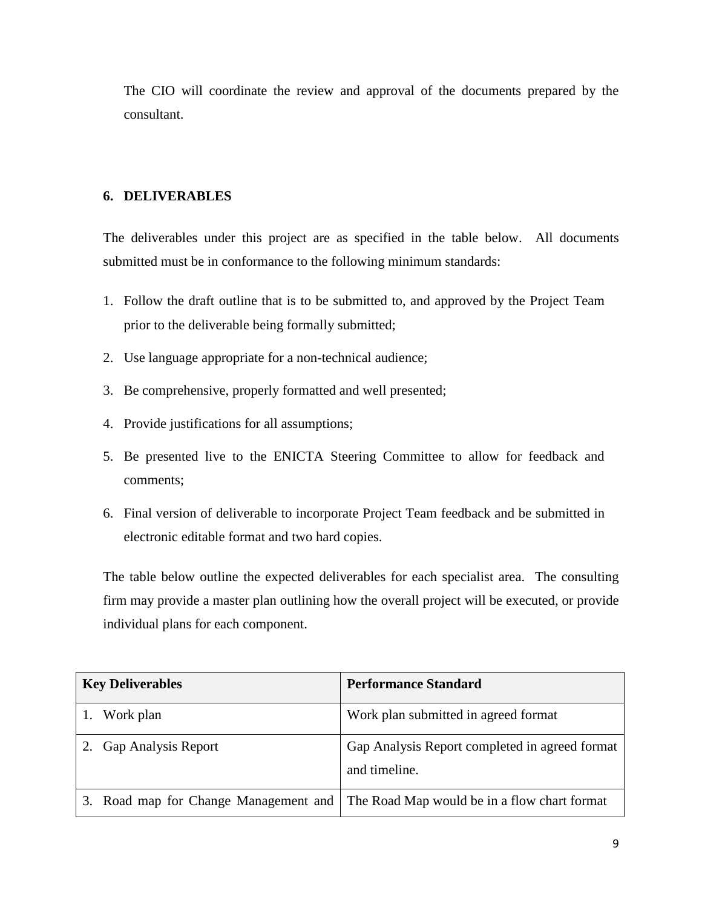The CIO will coordinate the review and approval of the documents prepared by the consultant.

## 6. DELIVERABLES

The deliverables under this project are as specified in the table below. All documents submitted must be in conformance to the following minimum standards:

1. Follow the draft outline that is to be submitted to, and approved by the Project Team prior to the deliverable being formally submitted;
2. Use language appropriate for a non-technical audience;
3. Be comprehensive, properly formatted and well presented;
4. Provide justifications for all assumptions;
5. Be presented live to the ENICTA Steering Committee to allow for feedback and comments;
6. Final version of deliverable to incorporate Project Team feedback and be submitted in electronic editable format and two hard copies.

The table below outline the expected deliverables for each specialist area. The consulting firm may provide a master plan outlining how the overall project will be executed, or provide individual plans for each component.

| Key Deliverables | Performance Standard |
| --- | --- |
| 1. Work plan | Work plan submitted in agreed format |
| 2. Gap Analysis Report | Gap Analysis Report completed in agreed format and timeline. |
| 3. Road map for Change Management and | The Road Map would be in a flow chart format |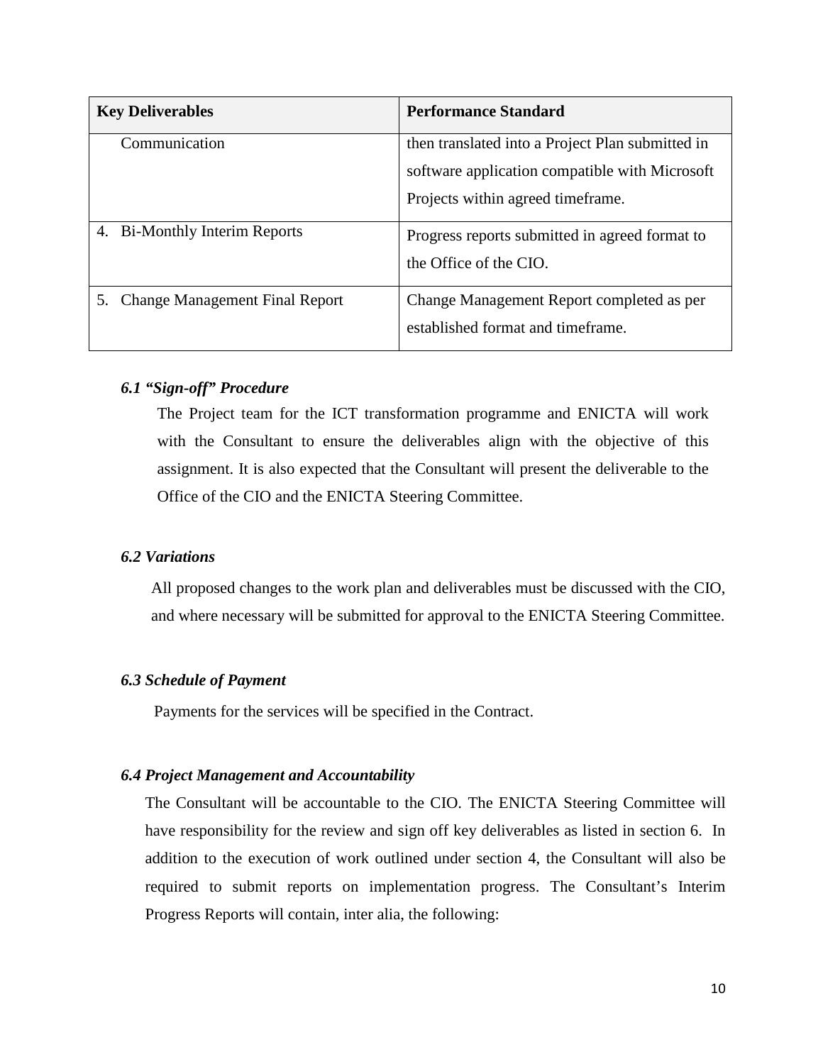| Key Deliverables | Performance Standard |
| --- | --- |
| Communication | then translated into a Project Plan submitted in software application compatible with Microsoft Projects within agreed timeframe. |
| 4. Bi-Monthly Interim Reports | Progress reports submitted in agreed format to the Office of the CIO. |
| 5. Change Management Final Report | Change Management Report completed as per established format and timeframe. |

### *6.1 "Sign-off" Procedure*

The Project team for the ICT transformation programme and ENICTA will work with the Consultant to ensure the deliverables align with the objective of this assignment. It is also expected that the Consultant will present the deliverable to the Office of the CIO and the ENICTA Steering Committee.

### *6.2 Variations*

All proposed changes to the work plan and deliverables must be discussed with the CIO, and where necessary will be submitted for approval to the ENICTA Steering Committee.

### *6.3 Schedule of Payment*

Payments for the services will be specified in the Contract.

### *6.4 Project Management and Accountability*

The Consultant will be accountable to the CIO. The ENICTA Steering Committee will have responsibility for the review and sign off key deliverables as listed in section 6. In addition to the execution of work outlined under section 4, the Consultant will also be required to submit reports on implementation progress. The Consultant's Interim Progress Reports will contain, inter alia, the following: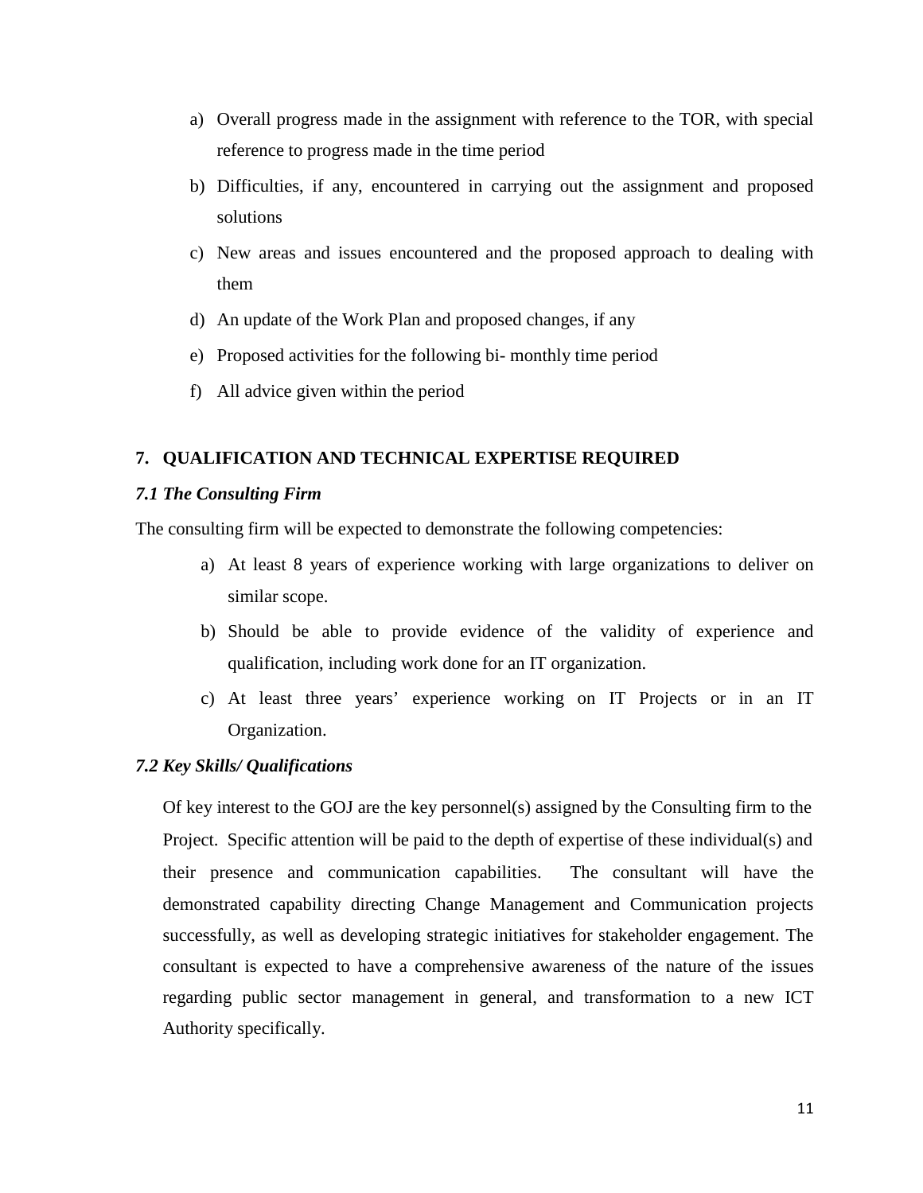a) Overall progress made in the assignment with reference to the TOR, with special reference to progress made in the time period
b) Difficulties, if any, encountered in carrying out the assignment and proposed solutions
c) New areas and issues encountered and the proposed approach to dealing with them
d) An update of the Work Plan and proposed changes, if any
e) Proposed activities for the following bi- monthly time period
f) All advice given within the period

## 7. QUALIFICATION AND TECHNICAL EXPERTISE REQUIRED

### *7.1 The Consulting Firm*

The consulting firm will be expected to demonstrate the following competencies:

a) At least 8 years of experience working with large organizations to deliver on similar scope.
b) Should be able to provide evidence of the validity of experience and qualification, including work done for an IT organization.
c) At least three years' experience working on IT Projects or in an IT Organization.

### *7.2 Key Skills/ Qualifications*

Of key interest to the GOJ are the key personnel(s) assigned by the Consulting firm to the Project. Specific attention will be paid to the depth of expertise of these individual(s) and their presence and communication capabilities. The consultant will have the demonstrated capability directing Change Management and Communication projects successfully, as well as developing strategic initiatives for stakeholder engagement. The consultant is expected to have a comprehensive awareness of the nature of the issues regarding public sector management in general, and transformation to a new ICT Authority specifically.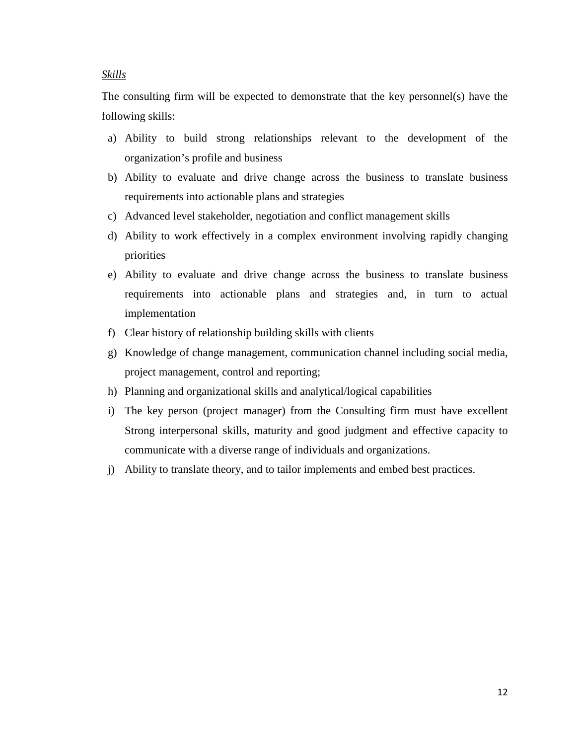*Skills*

The consulting firm will be expected to demonstrate that the key personnel(s) have the following skills:

a) Ability to build strong relationships relevant to the development of the organization's profile and business
b) Ability to evaluate and drive change across the business to translate business requirements into actionable plans and strategies
c) Advanced level stakeholder, negotiation and conflict management skills
d) Ability to work effectively in a complex environment involving rapidly changing priorities
e) Ability to evaluate and drive change across the business to translate business requirements into actionable plans and strategies and, in turn to actual implementation
f) Clear history of relationship building skills with clients
g) Knowledge of change management, communication channel including social media, project management, control and reporting;
h) Planning and organizational skills and analytical/logical capabilities
i) The key person (project manager) from the Consulting firm must have excellent Strong interpersonal skills, maturity and good judgment and effective capacity to communicate with a diverse range of individuals and organizations.
j) Ability to translate theory, and to tailor implements and embed best practices.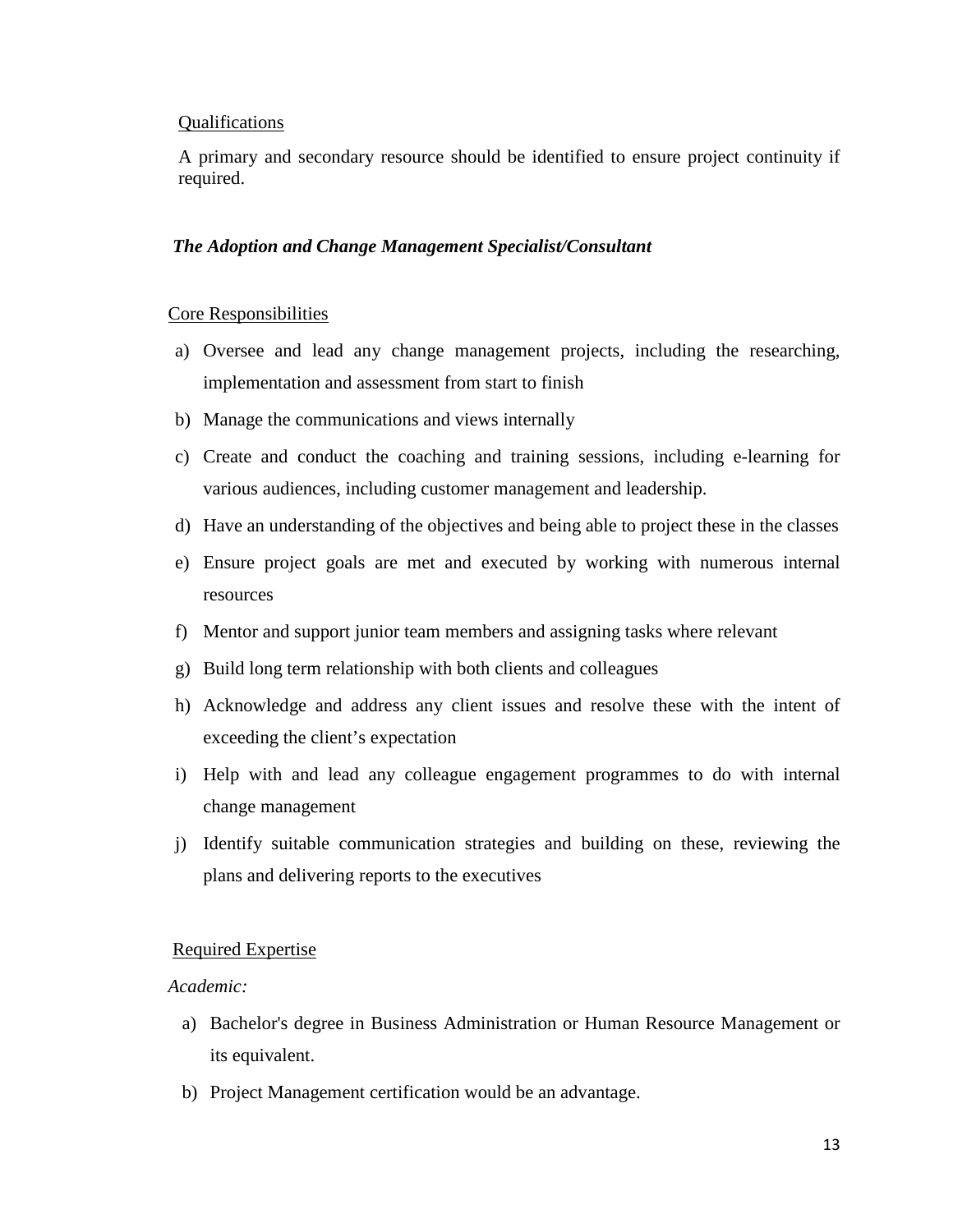Qualifications

A primary and secondary resource should be identified to ensure project continuity if required.

***The Adoption and Change Management Specialist/Consultant***

Core Responsibilities

a) Oversee and lead any change management projects, including the researching, implementation and assessment from start to finish
b) Manage the communications and views internally
c) Create and conduct the coaching and training sessions, including e-learning for various audiences, including customer management and leadership.
d) Have an understanding of the objectives and being able to project these in the classes
e) Ensure project goals are met and executed by working with numerous internal resources
f) Mentor and support junior team members and assigning tasks where relevant
g) Build long term relationship with both clients and colleagues
h) Acknowledge and address any client issues and resolve these with the intent of exceeding the client's expectation
i) Help with and lead any colleague engagement programmes to do with internal change management
j) Identify suitable communication strategies and building on these, reviewing the plans and delivering reports to the executives

Required Expertise

*Academic:*

a) Bachelor's degree in Business Administration or Human Resource Management or its equivalent.
b) Project Management certification would be an advantage.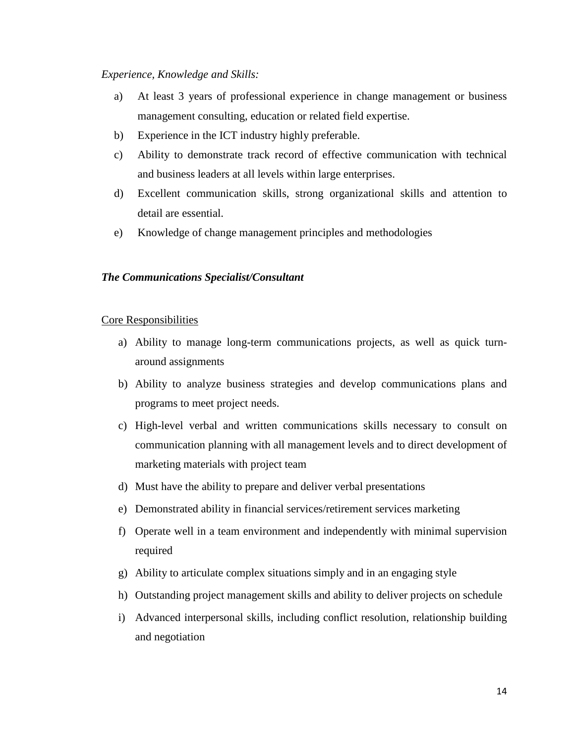*Experience, Knowledge and Skills:*

a) At least 3 years of professional experience in change management or business management consulting, education or related field expertise.

b) Experience in the ICT industry highly preferable.

c) Ability to demonstrate track record of effective communication with technical and business leaders at all levels within large enterprises.

d) Excellent communication skills, strong organizational skills and attention to detail are essential.

e) Knowledge of change management principles and methodologies

***The Communications Specialist/Consultant***

Core Responsibilities

a) Ability to manage long-term communications projects, as well as quick turn-around assignments

b) Ability to analyze business strategies and develop communications plans and programs to meet project needs.

c) High-level verbal and written communications skills necessary to consult on communication planning with all management levels and to direct development of marketing materials with project team

d) Must have the ability to prepare and deliver verbal presentations

e) Demonstrated ability in financial services/retirement services marketing

f) Operate well in a team environment and independently with minimal supervision required

g) Ability to articulate complex situations simply and in an engaging style

h) Outstanding project management skills and ability to deliver projects on schedule

i) Advanced interpersonal skills, including conflict resolution, relationship building and negotiation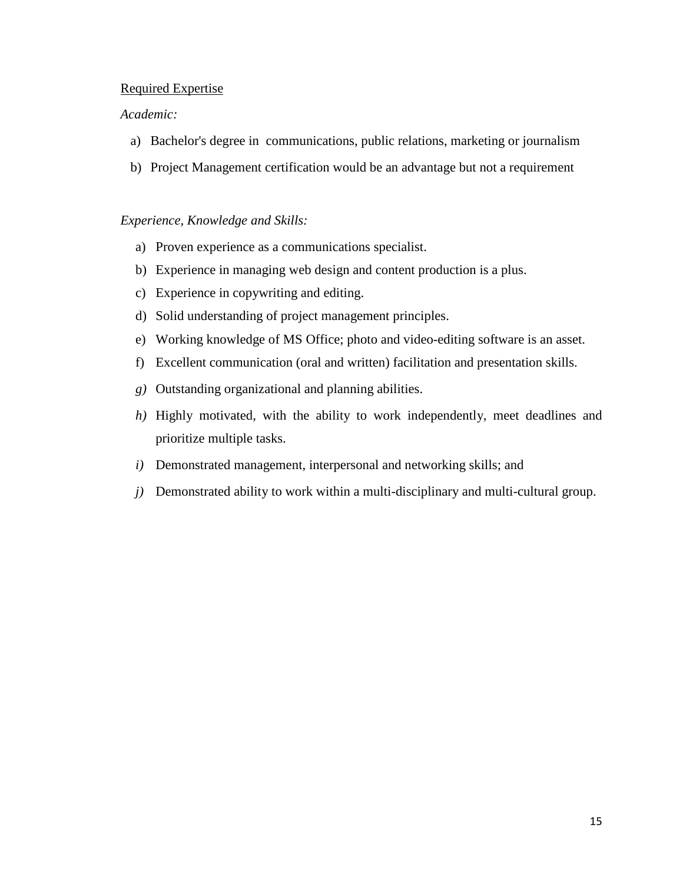<u>Required Expertise</u>

*Academic:*

a) Bachelor's degree in communications, public relations, marketing or journalism
b) Project Management certification would be an advantage but not a requirement

*Experience, Knowledge and Skills:*

a) Proven experience as a communications specialist.
b) Experience in managing web design and content production is a plus.
c) Experience in copywriting and editing.
d) Solid understanding of project management principles.
e) Working knowledge of MS Office; photo and video-editing software is an asset.
f) Excellent communication (oral and written) facilitation and presentation skills.
*g)* Outstanding organizational and planning abilities.
*h)* Highly motivated, with the ability to work independently, meet deadlines and prioritize multiple tasks.
*i)* Demonstrated management, interpersonal and networking skills; and
*j)* Demonstrated ability to work within a multi-disciplinary and multi-cultural group.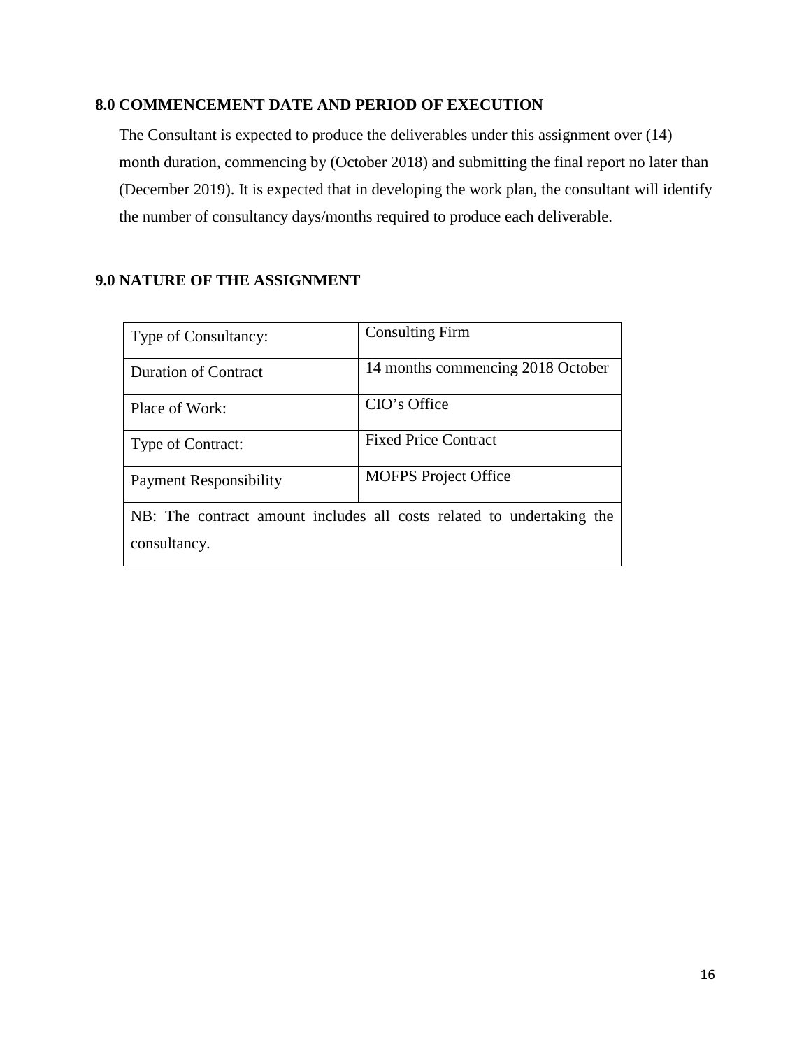## 8.0 COMMENCEMENT DATE AND PERIOD OF EXECUTION

The Consultant is expected to produce the deliverables under this assignment over (14) month duration, commencing by (October 2018) and submitting the final report no later than (December 2019). It is expected that in developing the work plan, the consultant will identify the number of consultancy days/months required to produce each deliverable.

## 9.0 NATURE OF THE ASSIGNMENT

| | |
|---|---|
| Type of Consultancy: | Consulting Firm |
| Duration of Contract | 14 months commencing 2018 October |
| Place of Work: | CIO's Office |
| Type of Contract: | Fixed Price Contract |
| Payment Responsibility | MOFPS Project Office |
| NB: The contract amount includes all costs related to undertaking the consultancy. | |